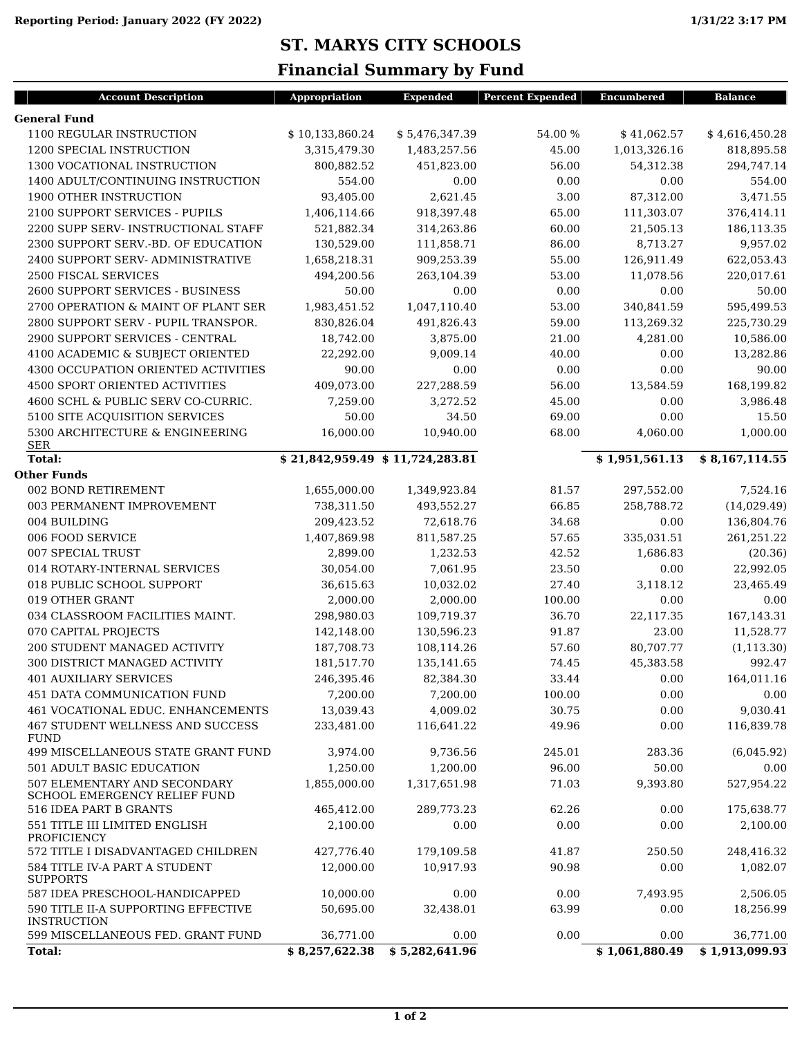Reporting Period: January 2022 (FY 2022) 1/31/22 3:17 PM

# ST. MARYS CITY SCHOOLS

## Financial Summary by Fund

| Account Description | Appropriation | Expended | Percent Expended | Encumbered | Balance |
|---|---|---|---|---|---|
| **General Fund** | | | | | |
| 1100 REGULAR INSTRUCTION | $ 10,133,860.24 | $ 5,476,347.39 | 54.00 % | $ 41,062.57 | $ 4,616,450.28 |
| 1200 SPECIAL INSTRUCTION | 3,315,479.30 | 1,483,257.56 | 45.00 | 1,013,326.16 | 818,895.58 |
| 1300 VOCATIONAL INSTRUCTION | 800,882.52 | 451,823.00 | 56.00 | 54,312.38 | 294,747.14 |
| 1400 ADULT/CONTINUING INSTRUCTION | 554.00 | 0.00 | 0.00 | 0.00 | 554.00 |
| 1900 OTHER INSTRUCTION | 93,405.00 | 2,621.45 | 3.00 | 87,312.00 | 3,471.55 |
| 2100 SUPPORT SERVICES - PUPILS | 1,406,114.66 | 918,397.48 | 65.00 | 111,303.07 | 376,414.11 |
| 2200 SUPP SERV- INSTRUCTIONAL STAFF | 521,882.34 | 314,263.86 | 60.00 | 21,505.13 | 186,113.35 |
| 2300 SUPPORT SERV.-BD. OF EDUCATION | 130,529.00 | 111,858.71 | 86.00 | 8,713.27 | 9,957.02 |
| 2400 SUPPORT SERV- ADMINISTRATIVE | 1,658,218.31 | 909,253.39 | 55.00 | 126,911.49 | 622,053.43 |
| 2500 FISCAL SERVICES | 494,200.56 | 263,104.39 | 53.00 | 11,078.56 | 220,017.61 |
| 2600 SUPPORT SERVICES - BUSINESS | 50.00 | 0.00 | 0.00 | 0.00 | 50.00 |
| 2700 OPERATION & MAINT OF PLANT SER | 1,983,451.52 | 1,047,110.40 | 53.00 | 340,841.59 | 595,499.53 |
| 2800 SUPPORT SERV - PUPIL TRANSPOR. | 830,826.04 | 491,826.43 | 59.00 | 113,269.32 | 225,730.29 |
| 2900 SUPPORT SERVICES - CENTRAL | 18,742.00 | 3,875.00 | 21.00 | 4,281.00 | 10,586.00 |
| 4100 ACADEMIC & SUBJECT ORIENTED | 22,292.00 | 9,009.14 | 40.00 | 0.00 | 13,282.86 |
| 4300 OCCUPATION ORIENTED ACTIVITIES | 90.00 | 0.00 | 0.00 | 0.00 | 90.00 |
| 4500 SPORT ORIENTED ACTIVITIES | 409,073.00 | 227,288.59 | 56.00 | 13,584.59 | 168,199.82 |
| 4600 SCHL & PUBLIC SERV CO-CURRIC. | 7,259.00 | 3,272.52 | 45.00 | 0.00 | 3,986.48 |
| 5100 SITE ACQUISITION SERVICES | 50.00 | 34.50 | 69.00 | 0.00 | 15.50 |
| 5300 ARCHITECTURE & ENGINEERING SER | 16,000.00 | 10,940.00 | 68.00 | 4,060.00 | 1,000.00 |
| **Total:** | **$ 21,842,959.49** | **$ 11,724,283.81** | | **$ 1,951,561.13** | **$ 8,167,114.55** |
| **Other Funds** | | | | | |
| 002 BOND RETIREMENT | 1,655,000.00 | 1,349,923.84 | 81.57 | 297,552.00 | 7,524.16 |
| 003 PERMANENT IMPROVEMENT | 738,311.50 | 493,552.27 | 66.85 | 258,788.72 | (14,029.49) |
| 004 BUILDING | 209,423.52 | 72,618.76 | 34.68 | 0.00 | 136,804.76 |
| 006 FOOD SERVICE | 1,407,869.98 | 811,587.25 | 57.65 | 335,031.51 | 261,251.22 |
| 007 SPECIAL TRUST | 2,899.00 | 1,232.53 | 42.52 | 1,686.83 | (20.36) |
| 014 ROTARY-INTERNAL SERVICES | 30,054.00 | 7,061.95 | 23.50 | 0.00 | 22,992.05 |
| 018 PUBLIC SCHOOL SUPPORT | 36,615.63 | 10,032.02 | 27.40 | 3,118.12 | 23,465.49 |
| 019 OTHER GRANT | 2,000.00 | 2,000.00 | 100.00 | 0.00 | 0.00 |
| 034 CLASSROOM FACILITIES MAINT. | 298,980.03 | 109,719.37 | 36.70 | 22,117.35 | 167,143.31 |
| 070 CAPITAL PROJECTS | 142,148.00 | 130,596.23 | 91.87 | 23.00 | 11,528.77 |
| 200 STUDENT MANAGED ACTIVITY | 187,708.73 | 108,114.26 | 57.60 | 80,707.77 | (1,113.30) |
| 300 DISTRICT MANAGED ACTIVITY | 181,517.70 | 135,141.65 | 74.45 | 45,383.58 | 992.47 |
| 401 AUXILIARY SERVICES | 246,395.46 | 82,384.30 | 33.44 | 0.00 | 164,011.16 |
| 451 DATA COMMUNICATION FUND | 7,200.00 | 7,200.00 | 100.00 | 0.00 | 0.00 |
| 461 VOCATIONAL EDUC. ENHANCEMENTS | 13,039.43 | 4,009.02 | 30.75 | 0.00 | 9,030.41 |
| 467 STUDENT WELLNESS AND SUCCESS FUND | 233,481.00 | 116,641.22 | 49.96 | 0.00 | 116,839.78 |
| 499 MISCELLANEOUS STATE GRANT FUND | 3,974.00 | 9,736.56 | 245.01 | 283.36 | (6,045.92) |
| 501 ADULT BASIC EDUCATION | 1,250.00 | 1,200.00 | 96.00 | 50.00 | 0.00 |
| 507 ELEMENTARY AND SECONDARY SCHOOL EMERGENCY RELIEF FUND | 1,855,000.00 | 1,317,651.98 | 71.03 | 9,393.80 | 527,954.22 |
| 516 IDEA PART B GRANTS | 465,412.00 | 289,773.23 | 62.26 | 0.00 | 175,638.77 |
| 551 TITLE III LIMITED ENGLISH PROFICIENCY | 2,100.00 | 0.00 | 0.00 | 0.00 | 2,100.00 |
| 572 TITLE I DISADVANTAGED CHILDREN | 427,776.40 | 179,109.58 | 41.87 | 250.50 | 248,416.32 |
| 584 TITLE IV-A PART A STUDENT SUPPORTS | 12,000.00 | 10,917.93 | 90.98 | 0.00 | 1,082.07 |
| 587 IDEA PRESCHOOL-HANDICAPPED | 10,000.00 | 0.00 | 0.00 | 7,493.95 | 2,506.05 |
| 590 TITLE II-A SUPPORTING EFFECTIVE INSTRUCTION | 50,695.00 | 32,438.01 | 63.99 | 0.00 | 18,256.99 |
| 599 MISCELLANEOUS FED. GRANT FUND | 36,771.00 | 0.00 | 0.00 | 0.00 | 36,771.00 |
| **Total:** | **$ 8,257,622.38** | **$ 5,282,641.96** | | **$ 1,061,880.49** | **$ 1,913,099.93** |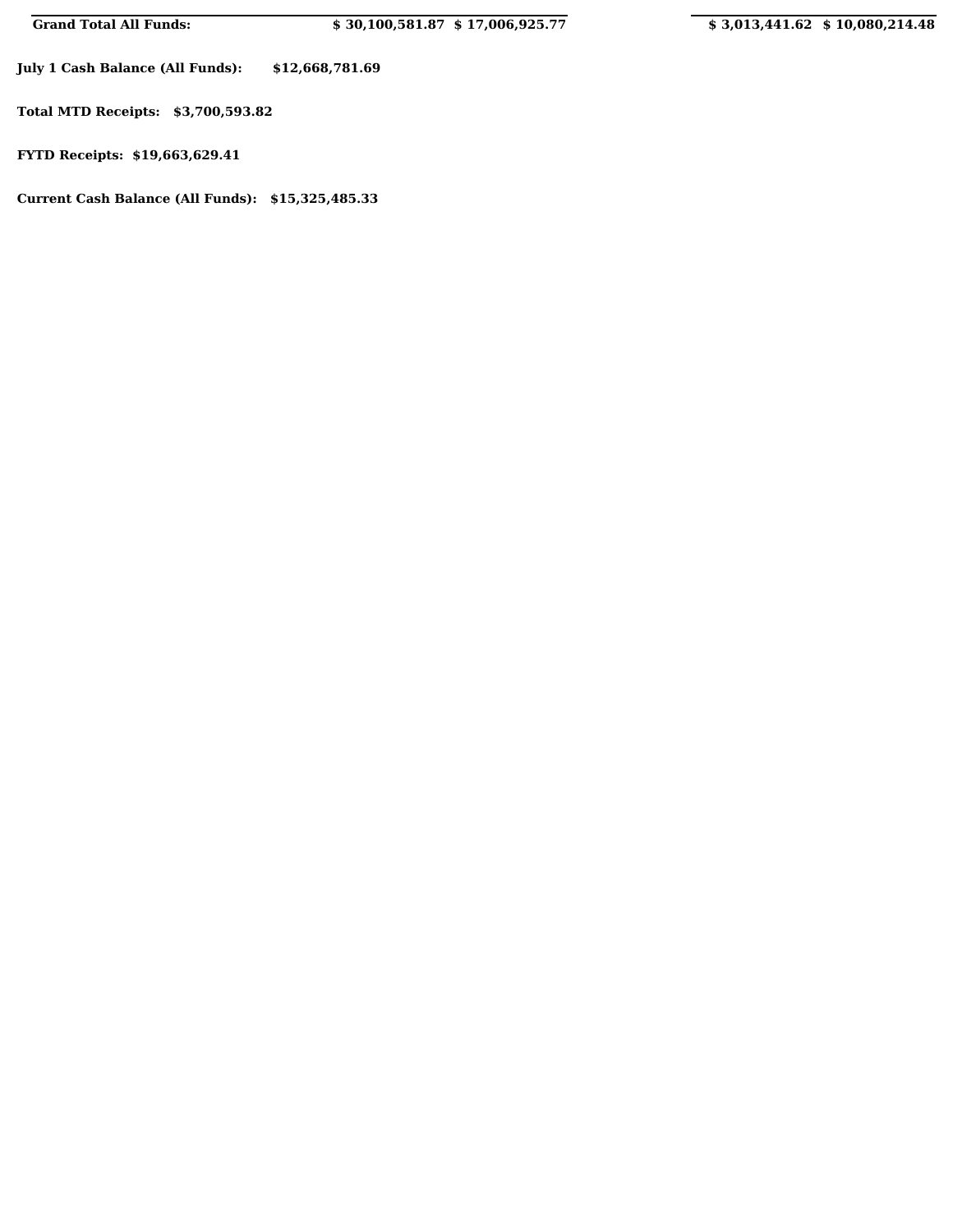| | | | | |
|---|---|---|---|---|
| **Grand Total All Funds:** | **$ 30,100,581.87** | **$ 17,006,925.77** | **$ 3,013,441.62** | **$ 10,080,214.48** |

**July 1 Cash Balance (All Funds): $12,668,781.69**

**Total MTD Receipts: $3,700,593.82**

**FYTD Receipts: $19,663,629.41**

**Current Cash Balance (All Funds): $15,325,485.33**